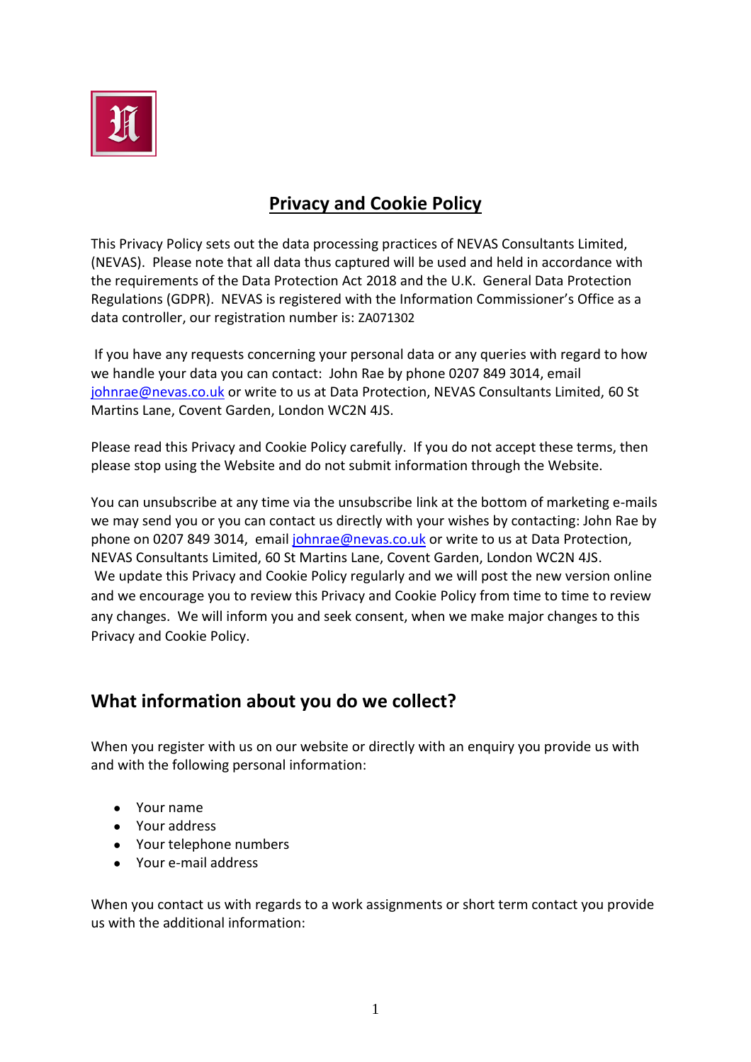# Privacy and Cookie Policy

This Privacy Policy sets out the data processing practices of NEVAS Consultants Limited, (NEVAS). Please note that all data thus captured will be used and held in accordance with the requirements of the Data Protection Act 2018 and the U.K. General Data Protection Regulations (GDPR). NEVAS is registered with the Information Commissioner's Office as a data controller, our registration number is: ZA071302

If you have any requests concerning your personal data or any queries with regard to how we handle your data you can contact: John Rae by phone 0207 849 3014, email johnrae@nevas.co.uk or write to us at Data Protection, NEVAS Consultants Limited, 60 St Martins Lane, Covent Garden, London WC2N 4JS.

Please read this Privacy and Cookie Policy carefully. If you do not accept these terms, then please stop using the Website and do not submit information through the Website.

You can unsubscribe at any time via the unsubscribe link at the bottom of marketing e-mails we may send you or you can contact us directly with your wishes by contacting: John Rae by phone on 0207 849 3014, email johnrae@nevas.co.uk or write to us at Data Protection, NEVAS Consultants Limited, 60 St Martins Lane, Covent Garden, London WC2N 4JS. We update this Privacy and Cookie Policy regularly and we will post the new version online and we encourage you to review this Privacy and Cookie Policy from time to time to review any changes. We will inform you and seek consent, when we make major changes to this Privacy and Cookie Policy.

## What information about you do we collect?

When you register with us on our website or directly with an enquiry you provide us with and with the following personal information:

- Your name
- Your address
- Your telephone numbers
- Your e-mail address

When you contact us with regards to a work assignments or short term contact you provide us with the additional information: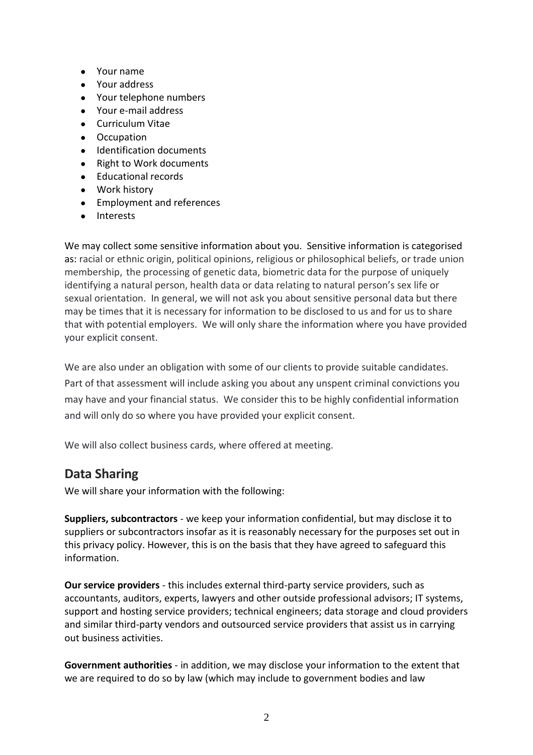- Your name
- Your address
- Your telephone numbers
- Your e-mail address
- Curriculum Vitae
- Occupation
- Identification documents
- Right to Work documents
- Educational records
- Work history
- Employment and references
- Interests

We may collect some sensitive information about you. Sensitive information is categorised as: racial or ethnic origin, political opinions, religious or philosophical beliefs, or trade union membership, the processing of genetic data, biometric data for the purpose of uniquely identifying a natural person, health data or data relating to natural person's sex life or sexual orientation. In general, we will not ask you about sensitive personal data but there may be times that it is necessary for information to be disclosed to us and for us to share that with potential employers. We will only share the information where you have provided your explicit consent.

We are also under an obligation with some of our clients to provide suitable candidates. Part of that assessment will include asking you about any unspent criminal convictions you may have and your financial status. We consider this to be highly confidential information and will only do so where you have provided your explicit consent.

We will also collect business cards, where offered at meeting.

## Data Sharing

We will share your information with the following:

**Suppliers, subcontractors** - we keep your information confidential, but may disclose it to suppliers or subcontractors insofar as it is reasonably necessary for the purposes set out in this privacy policy. However, this is on the basis that they have agreed to safeguard this information.

**Our service providers** - this includes external third-party service providers, such as accountants, auditors, experts, lawyers and other outside professional advisors; IT systems, support and hosting service providers; technical engineers; data storage and cloud providers and similar third-party vendors and outsourced service providers that assist us in carrying out business activities.

**Government authorities** - in addition, we may disclose your information to the extent that we are required to do so by law (which may include to government bodies and law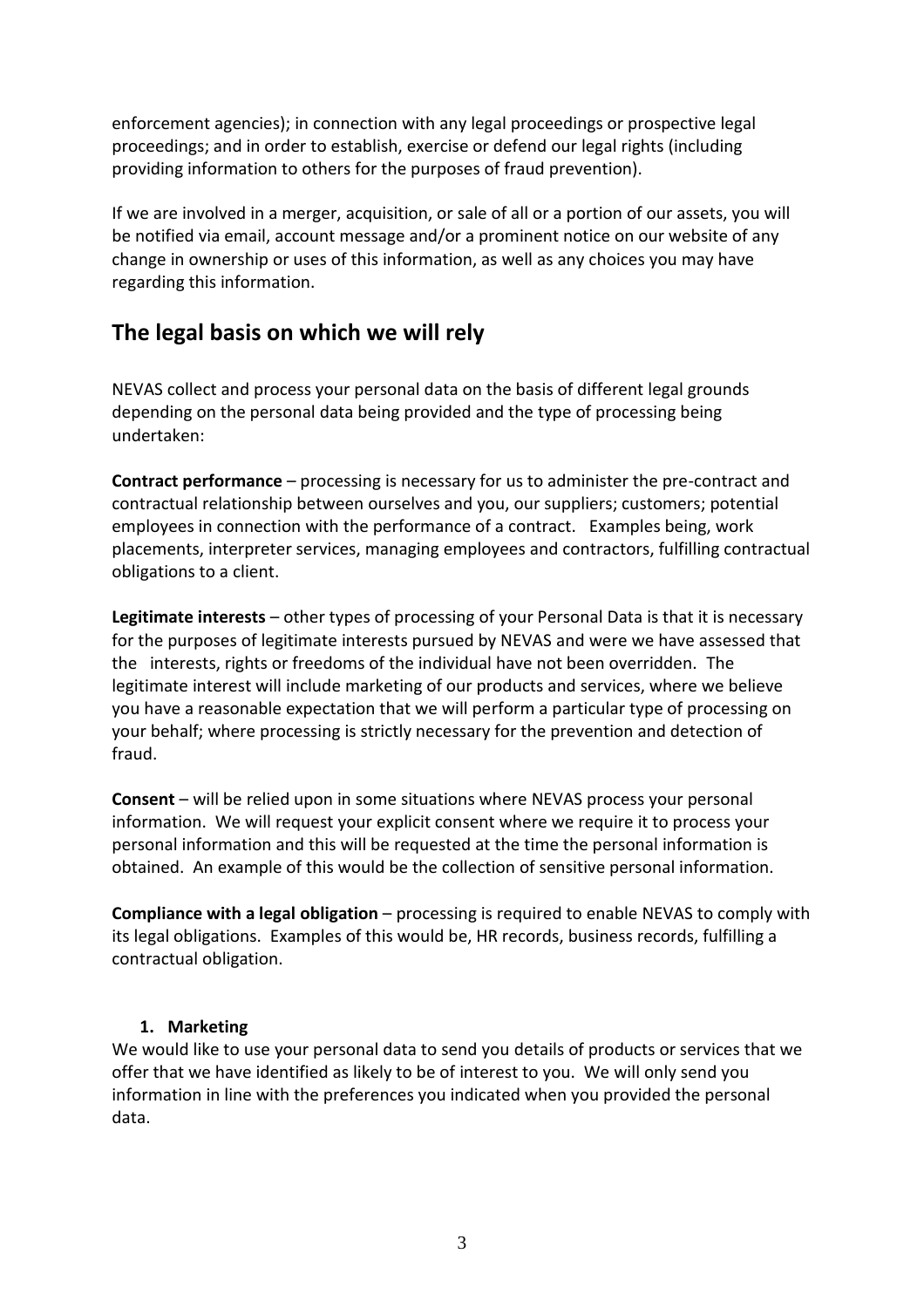enforcement agencies); in connection with any legal proceedings or prospective legal proceedings; and in order to establish, exercise or defend our legal rights (including providing information to others for the purposes of fraud prevention).

If we are involved in a merger, acquisition, or sale of all or a portion of our assets, you will be notified via email, account message and/or a prominent notice on our website of any change in ownership or uses of this information, as well as any choices you may have regarding this information.

## The legal basis on which we will rely

NEVAS collect and process your personal data on the basis of different legal grounds depending on the personal data being provided and the type of processing being undertaken:

**Contract performance** – processing is necessary for us to administer the pre-contract and contractual relationship between ourselves and you, our suppliers; customers; potential employees in connection with the performance of a contract. Examples being, work placements, interpreter services, managing employees and contractors, fulfilling contractual obligations to a client.

**Legitimate interests** – other types of processing of your Personal Data is that it is necessary for the purposes of legitimate interests pursued by NEVAS and were we have assessed that the interests, rights or freedoms of the individual have not been overridden. The legitimate interest will include marketing of our products and services, where we believe you have a reasonable expectation that we will perform a particular type of processing on your behalf; where processing is strictly necessary for the prevention and detection of fraud.

**Consent** – will be relied upon in some situations where NEVAS process your personal information. We will request your explicit consent where we require it to process your personal information and this will be requested at the time the personal information is obtained. An example of this would be the collection of sensitive personal information.

**Compliance with a legal obligation** – processing is required to enable NEVAS to comply with its legal obligations. Examples of this would be, HR records, business records, fulfilling a contractual obligation.

1. **Marketing**

We would like to use your personal data to send you details of products or services that we offer that we have identified as likely to be of interest to you. We will only send you information in line with the preferences you indicated when you provided the personal data.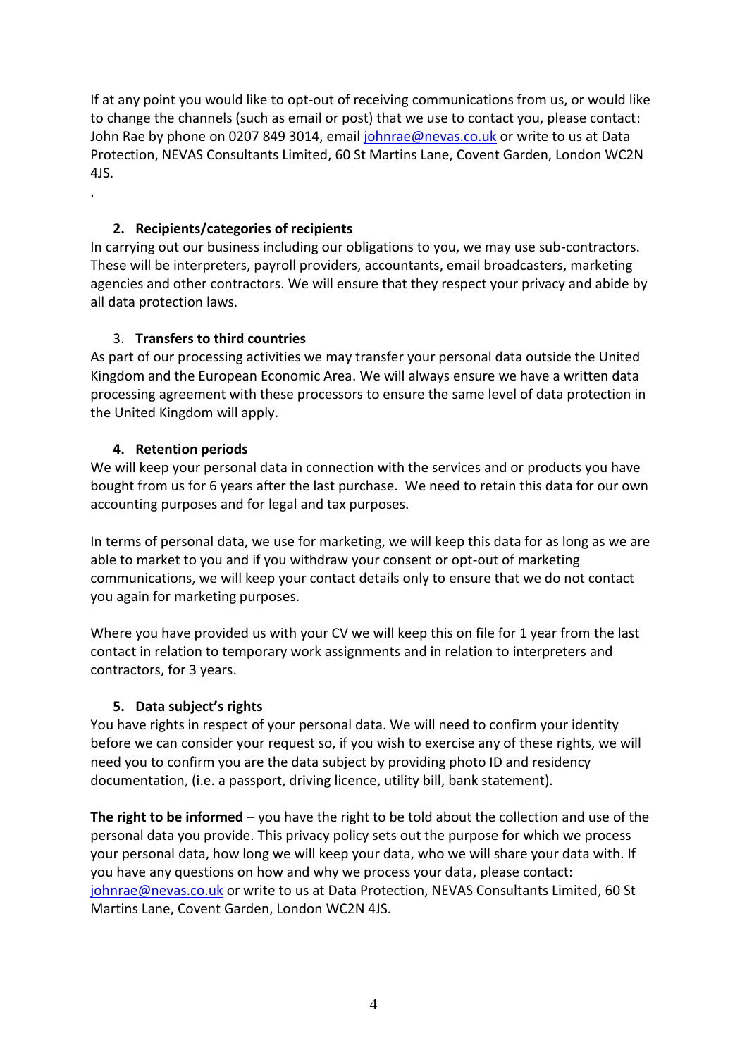If at any point you would like to opt-out of receiving communications from us, or would like to change the channels (such as email or post) that we use to contact you, please contact: John Rae by phone on 0207 849 3014, email johnrae@nevas.co.uk or write to us at Data Protection, NEVAS Consultants Limited, 60 St Martins Lane, Covent Garden, London WC2N 4JS.

.

## 2. Recipients/categories of recipients

In carrying out our business including our obligations to you, we may use sub-contractors. These will be interpreters, payroll providers, accountants, email broadcasters, marketing agencies and other contractors. We will ensure that they respect your privacy and abide by all data protection laws.

## 3. Transfers to third countries

As part of our processing activities we may transfer your personal data outside the United Kingdom and the European Economic Area. We will always ensure we have a written data processing agreement with these processors to ensure the same level of data protection in the United Kingdom will apply.

## 4. Retention periods

We will keep your personal data in connection with the services and or products you have bought from us for 6 years after the last purchase. We need to retain this data for our own accounting purposes and for legal and tax purposes.

In terms of personal data, we use for marketing, we will keep this data for as long as we are able to market to you and if you withdraw your consent or opt-out of marketing communications, we will keep your contact details only to ensure that we do not contact you again for marketing purposes.

Where you have provided us with your CV we will keep this on file for 1 year from the last contact in relation to temporary work assignments and in relation to interpreters and contractors, for 3 years.

## 5. Data subject's rights

You have rights in respect of your personal data. We will need to confirm your identity before we can consider your request so, if you wish to exercise any of these rights, we will need you to confirm you are the data subject by providing photo ID and residency documentation, (i.e. a passport, driving licence, utility bill, bank statement).

**The right to be informed** – you have the right to be told about the collection and use of the personal data you provide. This privacy policy sets out the purpose for which we process your personal data, how long we will keep your data, who we will share your data with. If you have any questions on how and why we process your data, please contact: johnrae@nevas.co.uk or write to us at Data Protection, NEVAS Consultants Limited, 60 St Martins Lane, Covent Garden, London WC2N 4JS.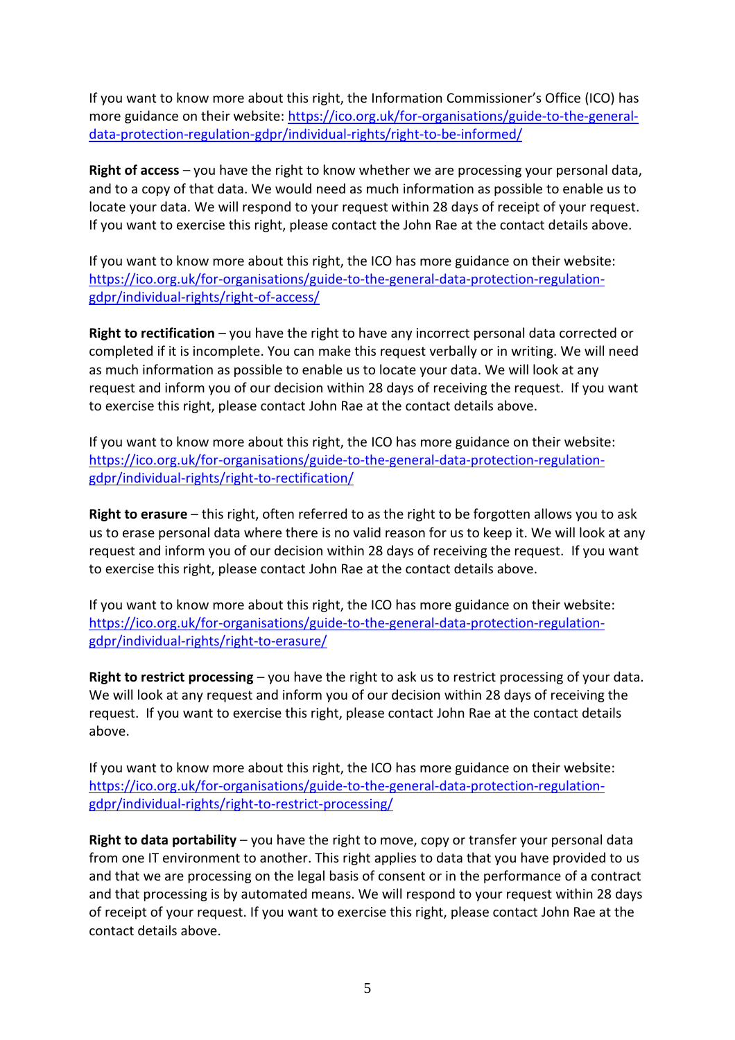If you want to know more about this right, the Information Commissioner's Office (ICO) has more guidance on their website: https://ico.org.uk/for-organisations/guide-to-the-general-data-protection-regulation-gdpr/individual-rights/right-to-be-informed/

**Right of access** – you have the right to know whether we are processing your personal data, and to a copy of that data. We would need as much information as possible to enable us to locate your data. We will respond to your request within 28 days of receipt of your request. If you want to exercise this right, please contact the John Rae at the contact details above.

If you want to know more about this right, the ICO has more guidance on their website: https://ico.org.uk/for-organisations/guide-to-the-general-data-protection-regulation-gdpr/individual-rights/right-of-access/

**Right to rectification** – you have the right to have any incorrect personal data corrected or completed if it is incomplete. You can make this request verbally or in writing. We will need as much information as possible to enable us to locate your data. We will look at any request and inform you of our decision within 28 days of receiving the request. If you want to exercise this right, please contact John Rae at the contact details above.

If you want to know more about this right, the ICO has more guidance on their website: https://ico.org.uk/for-organisations/guide-to-the-general-data-protection-regulation-gdpr/individual-rights/right-to-rectification/

**Right to erasure** – this right, often referred to as the right to be forgotten allows you to ask us to erase personal data where there is no valid reason for us to keep it. We will look at any request and inform you of our decision within 28 days of receiving the request. If you want to exercise this right, please contact John Rae at the contact details above.

If you want to know more about this right, the ICO has more guidance on their website: https://ico.org.uk/for-organisations/guide-to-the-general-data-protection-regulation-gdpr/individual-rights/right-to-erasure/

**Right to restrict processing** – you have the right to ask us to restrict processing of your data. We will look at any request and inform you of our decision within 28 days of receiving the request. If you want to exercise this right, please contact John Rae at the contact details above.

If you want to know more about this right, the ICO has more guidance on their website: https://ico.org.uk/for-organisations/guide-to-the-general-data-protection-regulation-gdpr/individual-rights/right-to-restrict-processing/

**Right to data portability** – you have the right to move, copy or transfer your personal data from one IT environment to another. This right applies to data that you have provided to us and that we are processing on the legal basis of consent or in the performance of a contract and that processing is by automated means. We will respond to your request within 28 days of receipt of your request. If you want to exercise this right, please contact John Rae at the contact details above.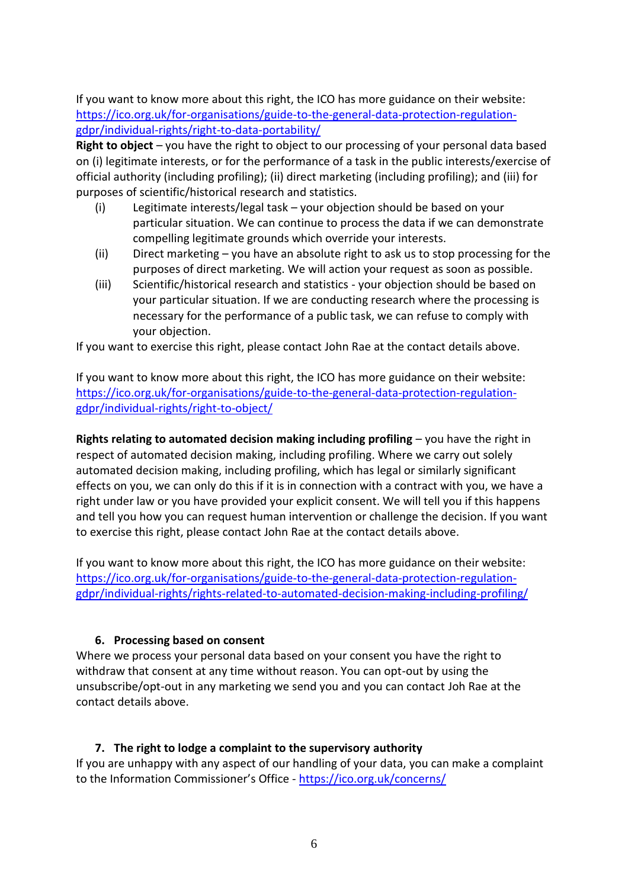If you want to know more about this right, the ICO has more guidance on their website: https://ico.org.uk/for-organisations/guide-to-the-general-data-protection-regulation-gdpr/individual-rights/right-to-data-portability/

**Right to object** – you have the right to object to our processing of your personal data based on (i) legitimate interests, or for the performance of a task in the public interests/exercise of official authority (including profiling); (ii) direct marketing (including profiling); and (iii) for purposes of scientific/historical research and statistics.

(i) Legitimate interests/legal task – your objection should be based on your particular situation. We can continue to process the data if we can demonstrate compelling legitimate grounds which override your interests.

(ii) Direct marketing – you have an absolute right to ask us to stop processing for the purposes of direct marketing. We will action your request as soon as possible.

(iii) Scientific/historical research and statistics - your objection should be based on your particular situation. If we are conducting research where the processing is necessary for the performance of a public task, we can refuse to comply with your objection.

If you want to exercise this right, please contact John Rae at the contact details above.

If you want to know more about this right, the ICO has more guidance on their website: https://ico.org.uk/for-organisations/guide-to-the-general-data-protection-regulation-gdpr/individual-rights/right-to-object/

**Rights relating to automated decision making including profiling** – you have the right in respect of automated decision making, including profiling. Where we carry out solely automated decision making, including profiling, which has legal or similarly significant effects on you, we can only do this if it is in connection with a contract with you, we have a right under law or you have provided your explicit consent. We will tell you if this happens and tell you how you can request human intervention or challenge the decision. If you want to exercise this right, please contact John Rae at the contact details above.

If you want to know more about this right, the ICO has more guidance on their website: https://ico.org.uk/for-organisations/guide-to-the-general-data-protection-regulation-gdpr/individual-rights/rights-related-to-automated-decision-making-including-profiling/

## 6. Processing based on consent

Where we process your personal data based on your consent you have the right to withdraw that consent at any time without reason. You can opt-out by using the unsubscribe/opt-out in any marketing we send you and you can contact Joh Rae at the contact details above.

## 7. The right to lodge a complaint to the supervisory authority

If you are unhappy with any aspect of our handling of your data, you can make a complaint to the Information Commissioner's Office - https://ico.org.uk/concerns/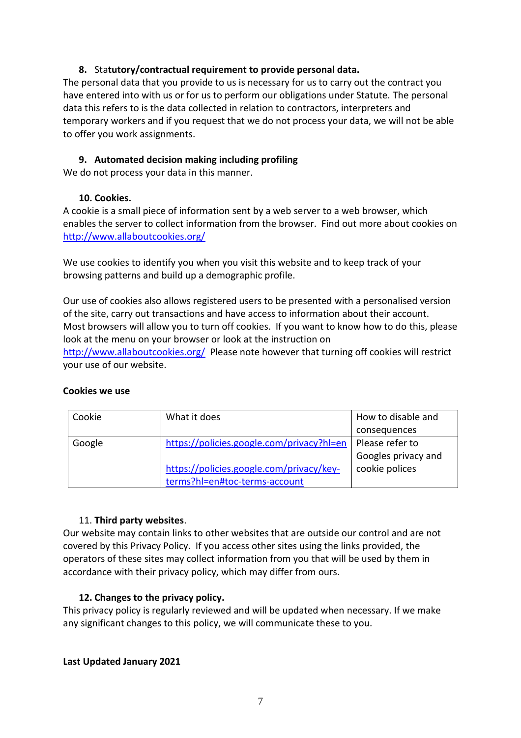## 8. Statutory/contractual requirement to provide personal data.

The personal data that you provide to us is necessary for us to carry out the contract you have entered into with us or for us to perform our obligations under Statute. The personal data this refers to is the data collected in relation to contractors, interpreters and temporary workers and if you request that we do not process your data, we will not be able to offer you work assignments.

## 9. Automated decision making including profiling

We do not process your data in this manner.

## 10. Cookies.

A cookie is a small piece of information sent by a web server to a web browser, which enables the server to collect information from the browser. Find out more about cookies on http://www.allaboutcookies.org/

We use cookies to identify you when you visit this website and to keep track of your browsing patterns and build up a demographic profile.

Our use of cookies also allows registered users to be presented with a personalised version of the site, carry out transactions and have access to information about their account. Most browsers will allow you to turn off cookies. If you want to know how to do this, please look at the menu on your browser or look at the instruction on http://www.allaboutcookies.org/ Please note however that turning off cookies will restrict your use of our website.

**Cookies we use**

| Cookie | What it does | How to disable and consequences |
|---|---|---|
| Google | https://policies.google.com/privacy?hl=en<br><br>https://policies.google.com/privacy/key-terms?hl=en#toc-terms-account | Please refer to Googles privacy and cookie polices |

## 11. Third party websites.

Our website may contain links to other websites that are outside our control and are not covered by this Privacy Policy. If you access other sites using the links provided, the operators of these sites may collect information from you that will be used by them in accordance with their privacy policy, which may differ from ours.

## 12. Changes to the privacy policy.

This privacy policy is regularly reviewed and will be updated when necessary. If we make any significant changes to this policy, we will communicate these to you.

**Last Updated January 2021**